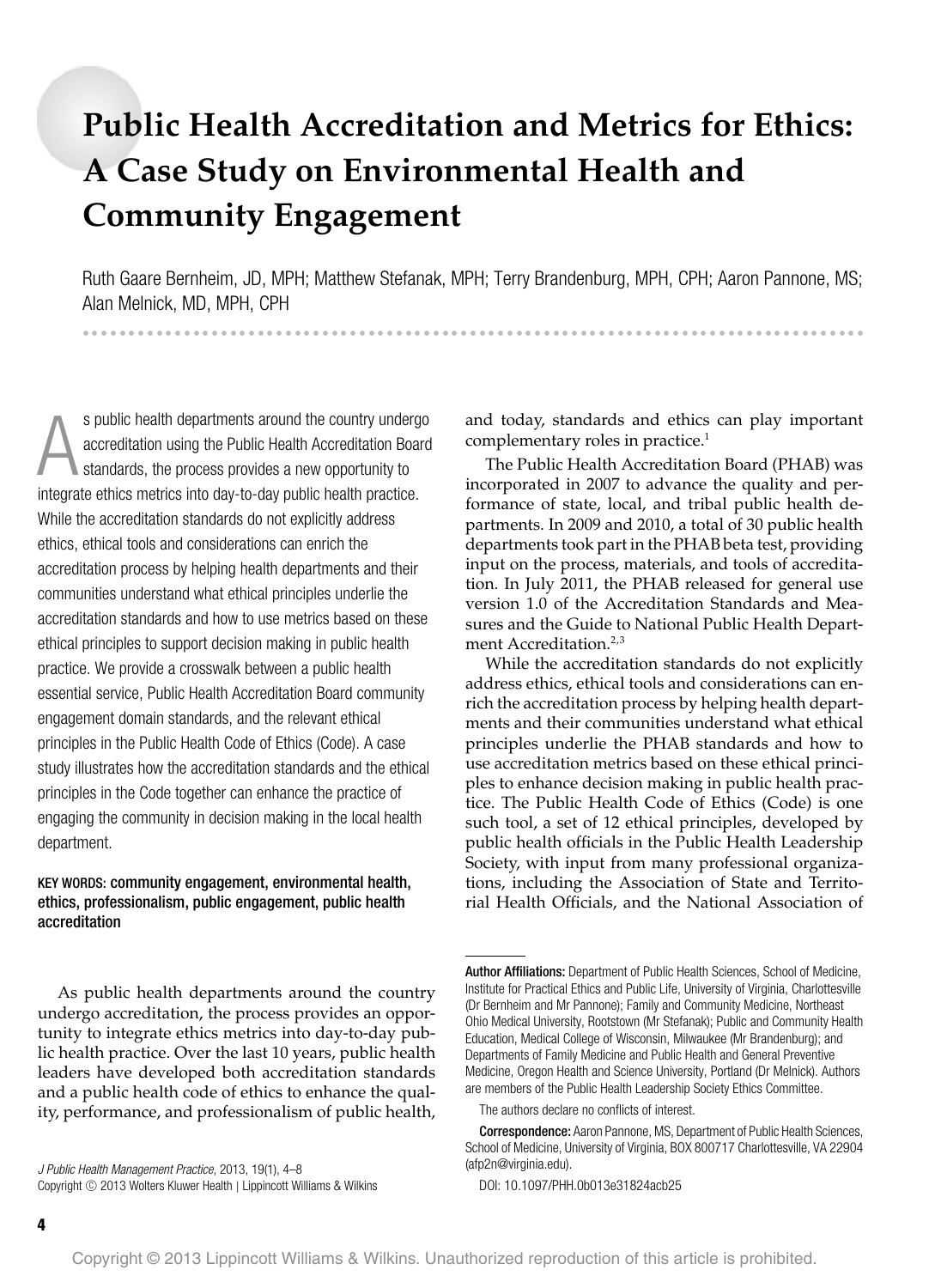# Public Health Accreditation and Metrics for Ethics: A Case Study on Environmental Health and Community Engagement

Ruth Gaare Bernheim, JD, MPH; Matthew Stefanak, MPH; Terry Brandenburg, MPH, CPH; Aaron Pannone, MS; Alan Melnick, MD, MPH, CPH

As public health departments around the country undergo accreditation using the Public Health Accreditation Board standards, the process provides a new opportunity to integrate ethics metrics into day-to-day public health practice. While the accreditation standards do not explicitly address ethics, ethical tools and considerations can enrich the accreditation process by helping health departments and their communities understand what ethical principles underlie the accreditation standards and how to use metrics based on these ethical principles to support decision making in public health practice. We provide a crosswalk between a public health essential service, Public Health Accreditation Board community engagement domain standards, and the relevant ethical principles in the Public Health Code of Ethics (Code). A case study illustrates how the accreditation standards and the ethical principles in the Code together can enhance the practice of engaging the community in decision making in the local health department.

**KEY WORDS:** community engagement, environmental health, ethics, professionalism, public engagement, public health accreditation

As public health departments around the country undergo accreditation, the process provides an opportunity to integrate ethics metrics into day-to-day public health practice. Over the last 10 years, public health leaders have developed both accreditation standards and a public health code of ethics to enhance the quality, performance, and professionalism of public health, and today, standards and ethics can play important complementary roles in practice.[1]

The Public Health Accreditation Board (PHAB) was incorporated in 2007 to advance the quality and performance of state, local, and tribal public health departments. In 2009 and 2010, a total of 30 public health departments took part in the PHAB beta test, providing input on the process, materials, and tools of accreditation. In July 2011, the PHAB released for general use version 1.0 of the Accreditation Standards and Measures and the Guide to National Public Health Department Accreditation.[2,3]

While the accreditation standards do not explicitly address ethics, ethical tools and considerations can enrich the accreditation process by helping health departments and their communities understand what ethical principles underlie the PHAB standards and how to use accreditation metrics based on these ethical principles to enhance decision making in public health practice. The Public Health Code of Ethics (Code) is one such tool, a set of 12 ethical principles, developed by public health officials in the Public Health Leadership Society, with input from many professional organizations, including the Association of State and Territorial Health Officials, and the National Association of

---

**Author Affiliations:** Department of Public Health Sciences, School of Medicine, Institute for Practical Ethics and Public Life, University of Virginia, Charlottesville (Dr Bernheim and Mr Pannone); Family and Community Medicine, Northeast Ohio Medical University, Rootstown (Mr Stefanak); Public and Community Health Education, Medical College of Wisconsin, Milwaukee (Mr Brandenburg); and Departments of Family Medicine and Public Health and General Preventive Medicine, Oregon Health and Science University, Portland (Dr Melnick). Authors are members of the Public Health Leadership Society Ethics Committee.

The authors declare no conflicts of interest.

**Correspondence:** Aaron Pannone, MS, Department of Public Health Sciences, School of Medicine, University of Virginia, BOX 800717 Charlottesville, VA 22904 (afp2n@virginia.edu).

DOI: 10.1097/PHH.0b013e31824acb25

*J Public Health Management Practice*, 2013, 19(1), 4–8
Copyright © 2013 Wolters Kluwer Health | Lippincott Williams & Wilkins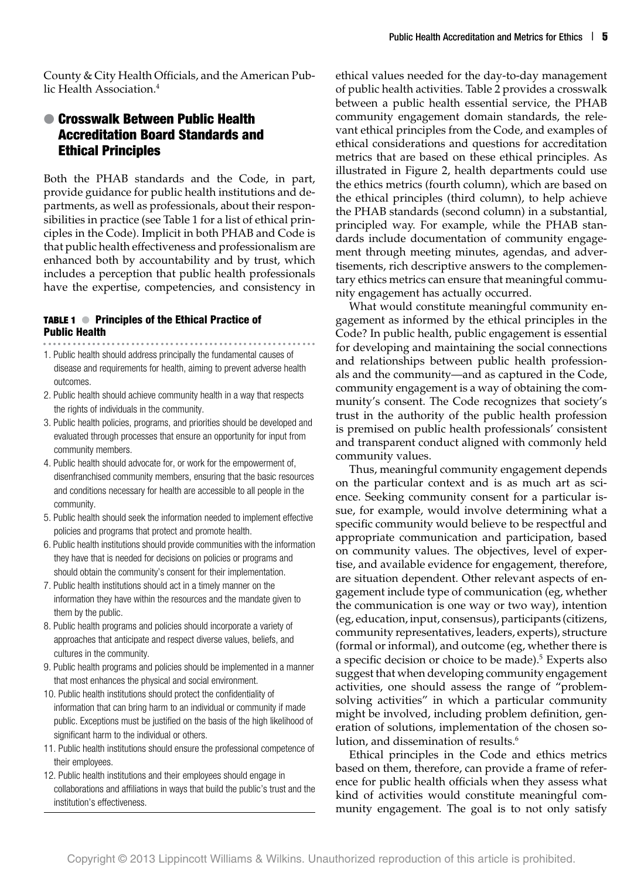County & City Health Officials, and the American Public Health Association.[4]

## Crosswalk Between Public Health Accreditation Board Standards and Ethical Principles

Both the PHAB standards and the Code, in part, provide guidance for public health institutions and departments, as well as professionals, about their responsibilities in practice (see Table 1 for a list of ethical principles in the Code). Implicit in both PHAB and Code is that public health effectiveness and professionalism are enhanced both by accountability and by trust, which includes a perception that public health professionals have the expertise, competencies, and consistency in ethical values needed for the day-to-day management of public health activities. Table 2 provides a crosswalk between a public health essential service, the PHAB community engagement domain standards, the relevant ethical principles from the Code, and examples of ethical considerations and questions for accreditation metrics that are based on these ethical principles. As illustrated in Figure 2, health departments could use the ethics metrics (fourth column), which are based on the ethical principles (third column), to help achieve the PHAB standards (second column) in a substantial, principled way. For example, while the PHAB standards include documentation of community engagement through meeting minutes, agendas, and advertisements, rich descriptive answers to the complementary ethics metrics can ensure that meaningful community engagement has actually occurred.

**TABLE 1 ● Principles of the Ethical Practice of Public Health**

1. Public health should address principally the fundamental causes of disease and requirements for health, aiming to prevent adverse health outcomes.
2. Public health should achieve community health in a way that respects the rights of individuals in the community.
3. Public health policies, programs, and priorities should be developed and evaluated through processes that ensure an opportunity for input from community members.
4. Public health should advocate for, or work for the empowerment of, disenfranchised community members, ensuring that the basic resources and conditions necessary for health are accessible to all people in the community.
5. Public health should seek the information needed to implement effective policies and programs that protect and promote health.
6. Public health institutions should provide communities with the information they have that is needed for decisions on policies or programs and should obtain the community's consent for their implementation.
7. Public health institutions should act in a timely manner on the information they have within the resources and the mandate given to them by the public.
8. Public health programs and policies should incorporate a variety of approaches that anticipate and respect diverse values, beliefs, and cultures in the community.
9. Public health programs and policies should be implemented in a manner that most enhances the physical and social environment.
10. Public health institutions should protect the confidentiality of information that can bring harm to an individual or community if made public. Exceptions must be justified on the basis of the high likelihood of significant harm to the individual or others.
11. Public health institutions should ensure the professional competence of their employees.
12. Public health institutions and their employees should engage in collaborations and affiliations in ways that build the public's trust and the institution's effectiveness.

What would constitute meaningful community engagement as informed by the ethical principles in the Code? In public health, public engagement is essential for developing and maintaining the social connections and relationships between public health professionals and the community—and as captured in the Code, community engagement is a way of obtaining the community's consent. The Code recognizes that society's trust in the authority of the public health profession is premised on public health professionals' consistent and transparent conduct aligned with commonly held community values.

Thus, meaningful community engagement depends on the particular context and is as much art as science. Seeking community consent for a particular issue, for example, would involve determining what a specific community would believe to be respectful and appropriate communication and participation, based on community values. The objectives, level of expertise, and available evidence for engagement, therefore, are situation dependent. Other relevant aspects of engagement include type of communication (eg, whether the communication is one way or two way), intention (eg, education, input, consensus), participants (citizens, community representatives, leaders, experts), structure (formal or informal), and outcome (eg, whether there is a specific decision or choice to be made).[5] Experts also suggest that when developing community engagement activities, one should assess the range of "problem-solving activities" in which a particular community might be involved, including problem definition, generation of solutions, implementation of the chosen solution, and dissemination of results.[6]

Ethical principles in the Code and ethics metrics based on them, therefore, can provide a frame of reference for public health officials when they assess what kind of activities would constitute meaningful community engagement. The goal is to not only satisfy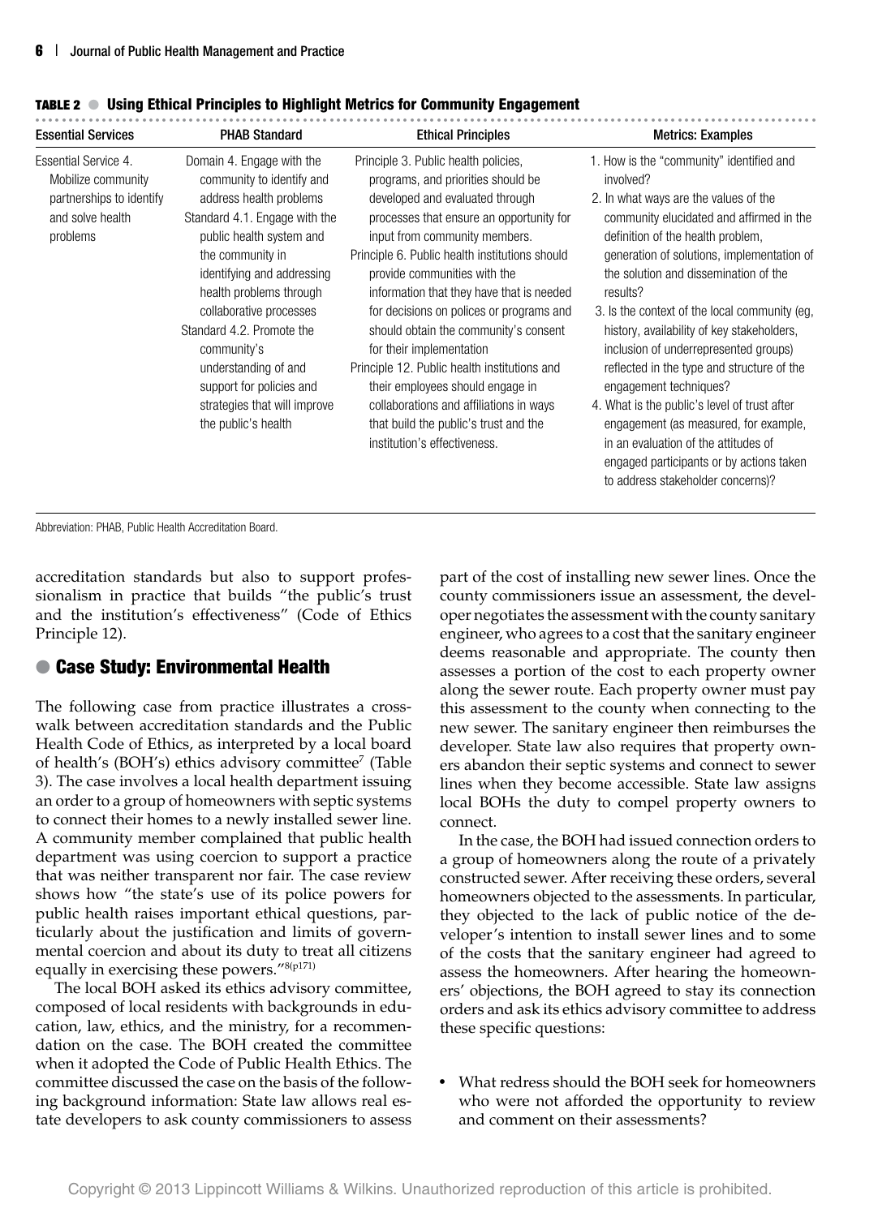**TABLE 2 ● Using Ethical Principles to Highlight Metrics for Community Engagement**

| Essential Services | PHAB Standard | Ethical Principles | Metrics: Examples |
|---|---|---|---|
| Essential Service 4. Mobilize community partnerships to identify and solve health problems | Domain 4. Engage with the community to identify and address health problems<br>Standard 4.1. Engage with the public health system and the community in identifying and addressing health problems through collaborative processes<br>Standard 4.2. Promote the community's understanding of and support for policies and strategies that will improve the public's health | Principle 3. Public health policies, programs, and priorities should be developed and evaluated through processes that ensure an opportunity for input from community members.<br>Principle 6. Public health institutions should provide communities with the information that they have that is needed for decisions on polices or programs and should obtain the community's consent for their implementation<br>Principle 12. Public health institutions and their employees should engage in collaborations and affiliations in ways that build the public's trust and the institution's effectiveness. | 1. How is the "community" identified and involved?<br>2. In what ways are the values of the community elucidated and affirmed in the definition of the health problem, generation of solutions, implementation of the solution and dissemination of the results?<br>3. Is the context of the local community (eg, history, availability of key stakeholders, inclusion of underrepresented groups) reflected in the type and structure of the engagement techniques?<br>4. What is the public's level of trust after engagement (as measured, for example, in an evaluation of the attitudes of engaged participants or by actions taken to address stakeholder concerns)? |

Abbreviation: PHAB, Public Health Accreditation Board.

accreditation standards but also to support professionalism in practice that builds "the public's trust and the institution's effectiveness" (Code of Ethics Principle 12).

## Case Study: Environmental Health

The following case from practice illustrates a crosswalk between accreditation standards and the Public Health Code of Ethics, as interpreted by a local board of health's (BOH's) ethics advisory committee[7] (Table 3). The case involves a local health department issuing an order to a group of homeowners with septic systems to connect their homes to a newly installed sewer line. A community member complained that public health department was using coercion to support a practice that was neither transparent nor fair. The case review shows how "the state's use of its police powers for public health raises important ethical questions, particularly about the justification and limits of governmental coercion and about its duty to treat all citizens equally in exercising these powers."[8(p171)]

The local BOH asked its ethics advisory committee, composed of local residents with backgrounds in education, law, ethics, and the ministry, for a recommendation on the case. The BOH created the committee when it adopted the Code of Public Health Ethics. The committee discussed the case on the basis of the following background information: State law allows real estate developers to ask county commissioners to assess part of the cost of installing new sewer lines. Once the county commissioners issue an assessment, the developer negotiates the assessment with the county sanitary engineer, who agrees to a cost that the sanitary engineer deems reasonable and appropriate. The county then assesses a portion of the cost to each property owner along the sewer route. Each property owner must pay this assessment to the county when connecting to the new sewer. The sanitary engineer then reimburses the developer. State law also requires that property owners abandon their septic systems and connect to sewer lines when they become accessible. State law assigns local BOHs the duty to compel property owners to connect.

In the case, the BOH had issued connection orders to a group of homeowners along the route of a privately constructed sewer. After receiving these orders, several homeowners objected to the assessments. In particular, they objected to the lack of public notice of the developer's intention to install sewer lines and to some of the costs that the sanitary engineer had agreed to assess the homeowners. After hearing the homeowners' objections, the BOH agreed to stay its connection orders and ask its ethics advisory committee to address these specific questions:

- What redress should the BOH seek for homeowners who were not afforded the opportunity to review and comment on their assessments?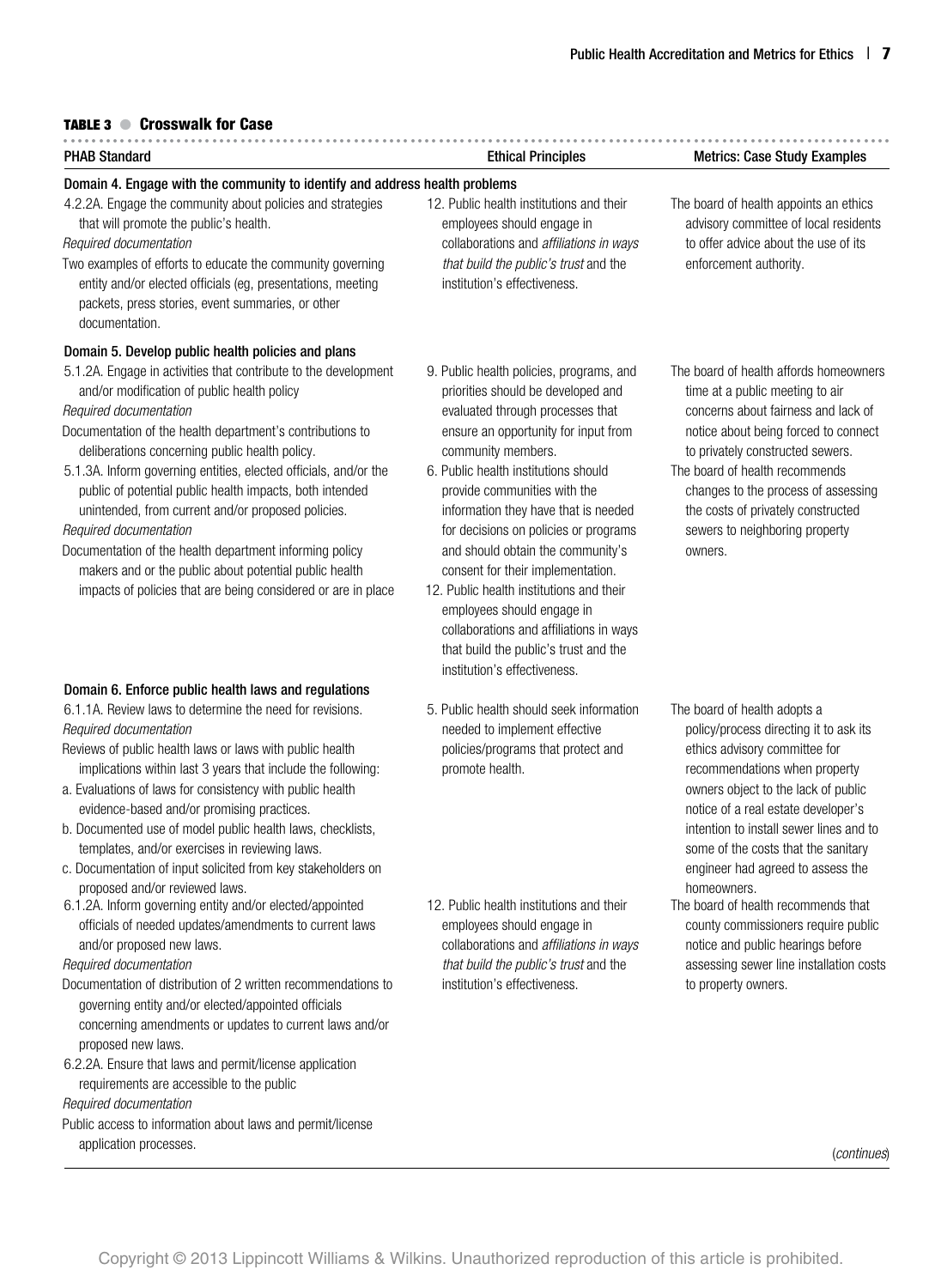**TABLE 3 ● Crosswalk for Case**

| PHAB Standard | Ethical Principles | Metrics: Case Study Examples |
|---|---|---|
| **Domain 4. Engage with the community to identify and address health problems** | | |
| 4.2.2A. Engage the community about policies and strategies that will promote the public's health. *Required documentation* Two examples of efforts to educate the community governing entity and/or elected officials (eg, presentations, meeting packets, press stories, event summaries, or other documentation. | 12. Public health institutions and their employees should engage in collaborations and *affiliations in ways that build the public's trust* and the institution's effectiveness. | The board of health appoints an ethics advisory committee of local residents to offer advice about the use of its enforcement authority. |
| **Domain 5. Develop public health policies and plans** | | |
| 5.1.2A. Engage in activities that contribute to the development and/or modification of public health policy *Required documentation* Documentation of the health department's contributions to deliberations concerning public health policy. | 9. Public health policies, programs, and priorities should be developed and evaluated through processes that ensure an opportunity for input from community members. | The board of health affords homeowners time at a public meeting to air concerns about fairness and lack of notice about being forced to connect to privately constructed sewers. |
| 5.1.3A. Inform governing entities, elected officials, and/or the public of potential public health impacts, both intended unintended, from current and/or proposed policies. *Required documentation* Documentation of the health department informing policy makers and or the public about potential public health impacts of policies that are being considered or are in place | 6. Public health institutions should provide communities with the information they have that is needed for decisions on policies or programs and should obtain the community's consent for their implementation. 12. Public health institutions and their employees should engage in collaborations and affiliations in ways that build the public's trust and the institution's effectiveness. | The board of health recommends changes to the process of assessing the costs of privately constructed sewers to neighboring property owners. |
| **Domain 6. Enforce public health laws and regulations** | | |
| 6.1.1A. Review laws to determine the need for revisions. *Required documentation* Reviews of public health laws or laws with public health implications within last 3 years that include the following: a. Evaluations of laws for consistency with public health evidence-based and/or promising practices. b. Documented use of model public health laws, checklists, templates, and/or exercises in reviewing laws. c. Documentation of input solicited from key stakeholders on proposed and/or reviewed laws. | 5. Public health should seek information needed to implement effective policies/programs that protect and promote health. | The board of health adopts a policy/process directing it to ask its ethics advisory committee for recommendations when property owners object to the lack of public notice of a real estate developer's intention to install sewer lines and to some of the costs that the sanitary engineer had agreed to assess the homeowners. |
| 6.1.2A. Inform governing entity and/or elected/appointed officials of needed updates/amendments to current laws and/or proposed new laws. *Required documentation* Documentation of distribution of 2 written recommendations to governing entity and/or elected/appointed officials concerning amendments or updates to current laws and/or proposed new laws. | 12. Public health institutions and their employees should engage in collaborations and *affiliations in ways that build the public's trust* and the institution's effectiveness. | The board of health recommends that county commissioners require public notice and public hearings before assessing sewer line installation costs to property owners. |
| 6.2.2A. Ensure that laws and permit/license application requirements are accessible to the public *Required documentation* Public access to information about laws and permit/license application processes. | | |

(*continues*)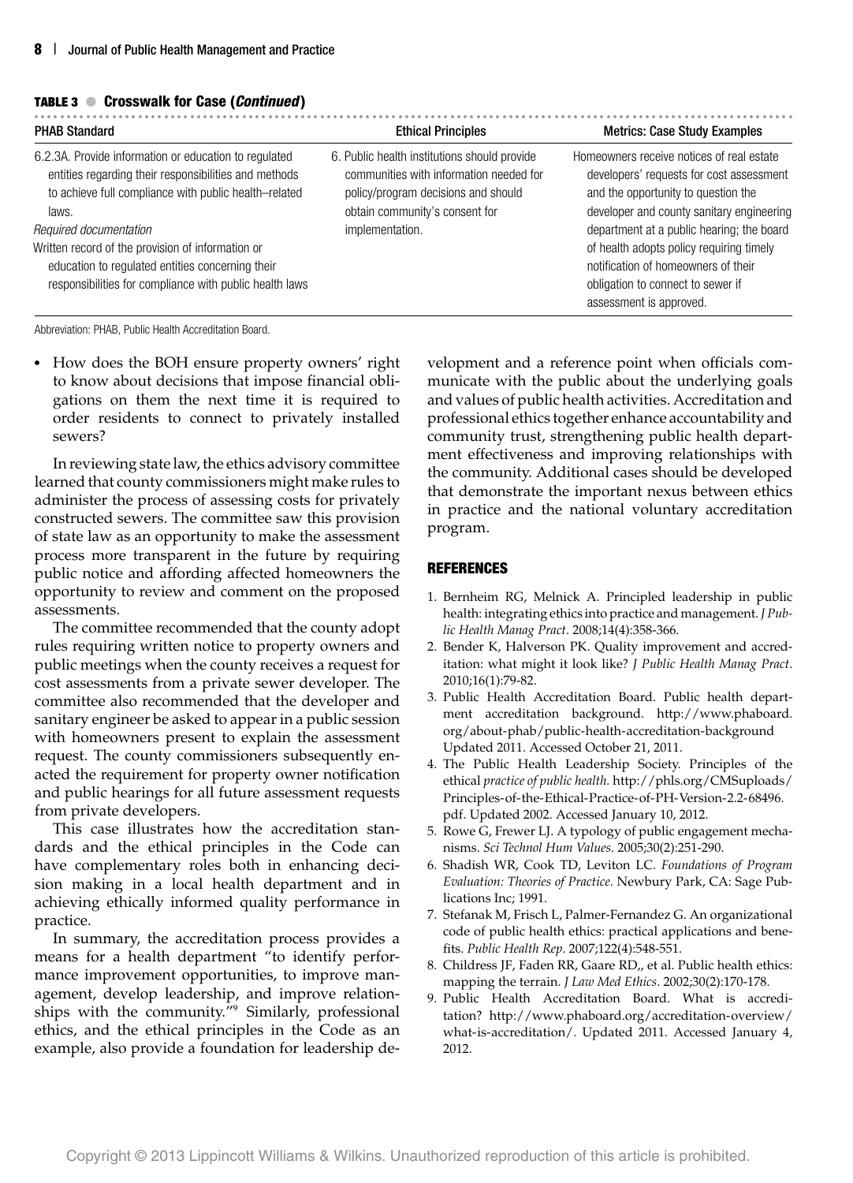**TABLE 3 ● Crosswalk for Case (*Continued*)**

| PHAB Standard | Ethical Principles | Metrics: Case Study Examples |
|---|---|---|
| 6.2.3A. Provide information or education to regulated entities regarding their responsibilities and methods to achieve full compliance with public health–related laws.<br>*Required documentation*<br>Written record of the provision of information or education to regulated entities concerning their responsibilities for compliance with public health laws | 6. Public health institutions should provide communities with information needed for policy/program decisions and should obtain community's consent for implementation. | Homeowners receive notices of real estate developers' requests for cost assessment and the opportunity to question the developer and county sanitary engineering department at a public hearing; the board of health adopts policy requiring timely notification of homeowners of their obligation to connect to sewer if assessment is approved. |

Abbreviation: PHAB, Public Health Accreditation Board.

- How does the BOH ensure property owners' right to know about decisions that impose financial obligations on them the next time it is required to order residents to connect to privately installed sewers?

In reviewing state law, the ethics advisory committee learned that county commissioners might make rules to administer the process of assessing costs for privately constructed sewers. The committee saw this provision of state law as an opportunity to make the assessment process more transparent in the future by requiring public notice and affording affected homeowners the opportunity to review and comment on the proposed assessments.

The committee recommended that the county adopt rules requiring written notice to property owners and public meetings when the county receives a request for cost assessments from a private sewer developer. The committee also recommended that the developer and sanitary engineer be asked to appear in a public session with homeowners present to explain the assessment request. The county commissioners subsequently enacted the requirement for property owner notification and public hearings for all future assessment requests from private developers.

This case illustrates how the accreditation standards and the ethical principles in the Code can have complementary roles both in enhancing decision making in a local health department and in achieving ethically informed quality performance in practice.

In summary, the accreditation process provides a means for a health department "to identify performance improvement opportunities, to improve management, develop leadership, and improve relationships with the community."[9] Similarly, professional ethics, and the ethical principles in the Code as an example, also provide a foundation for leadership development and a reference point when officials communicate with the public about the underlying goals and values of public health activities. Accreditation and professional ethics together enhance accountability and community trust, strengthening public health department effectiveness and improving relationships with the community. Additional cases should be developed that demonstrate the important nexus between ethics in practice and the national voluntary accreditation program.

## REFERENCES

1. Bernheim RG, Melnick A. Principled leadership in public health: integrating ethics into practice and management. *J Public Health Manag Pract*. 2008;14(4):358-366.
2. Bender K, Halverson PK. Quality improvement and accreditation: what might it look like? *J Public Health Manag Pract*. 2010;16(1):79-82.
3. Public Health Accreditation Board. Public health department accreditation background. http://www.phaboard.org/about-phab/public-health-accreditation-background Updated 2011. Accessed October 21, 2011.
4. The Public Health Leadership Society. Principles of the ethical *practice of public health*. http://phls.org/CMSuploads/Principles-of-the-Ethical-Practice-of-PH-Version-2.2-68496.pdf. Updated 2002. Accessed January 10, 2012.
5. Rowe G, Frewer LJ. A typology of public engagement mechanisms. *Sci Technol Hum Values*. 2005;30(2):251-290.
6. Shadish WR, Cook TD, Leviton LC. *Foundations of Program Evaluation: Theories of Practice*. Newbury Park, CA: Sage Publications Inc; 1991.
7. Stefanak M, Frisch L, Palmer-Fernandez G. An organizational code of public health ethics: practical applications and benefits. *Public Health Rep*. 2007;122(4):548-551.
8. Childress JF, Faden RR, Gaare RD,, et al. Public health ethics: mapping the terrain. *J Law Med Ethics*. 2002;30(2):170-178.
9. Public Health Accreditation Board. What is accreditation? http://www.phaboard.org/accreditation-overview/what-is-accreditation/. Updated 2011. Accessed January 4, 2012.